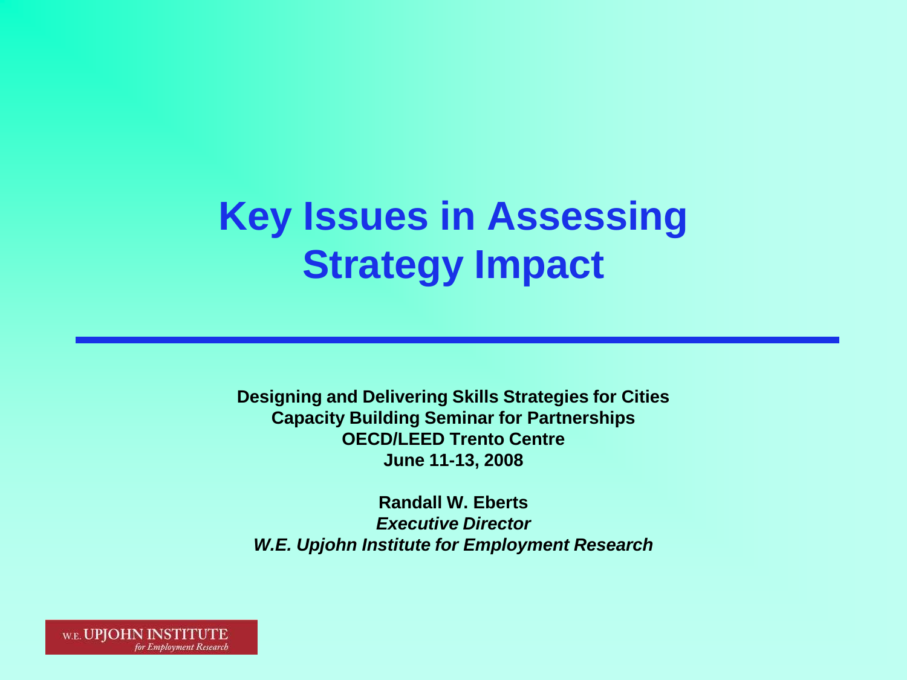# Key Issues in Assessing Strategy Impact

**Designing and Delivering Skills Strategies for Cities**
**Capacity Building Seminar for Partnerships**
**OECD/LEED Trento Centre**
**June 11-13, 2008**

**Randall W. Eberts**
***Executive Director***
***W.E. Upjohn Institute for Employment Research***

W.E. UPJOHN INSTITUTE
*for Employment Research*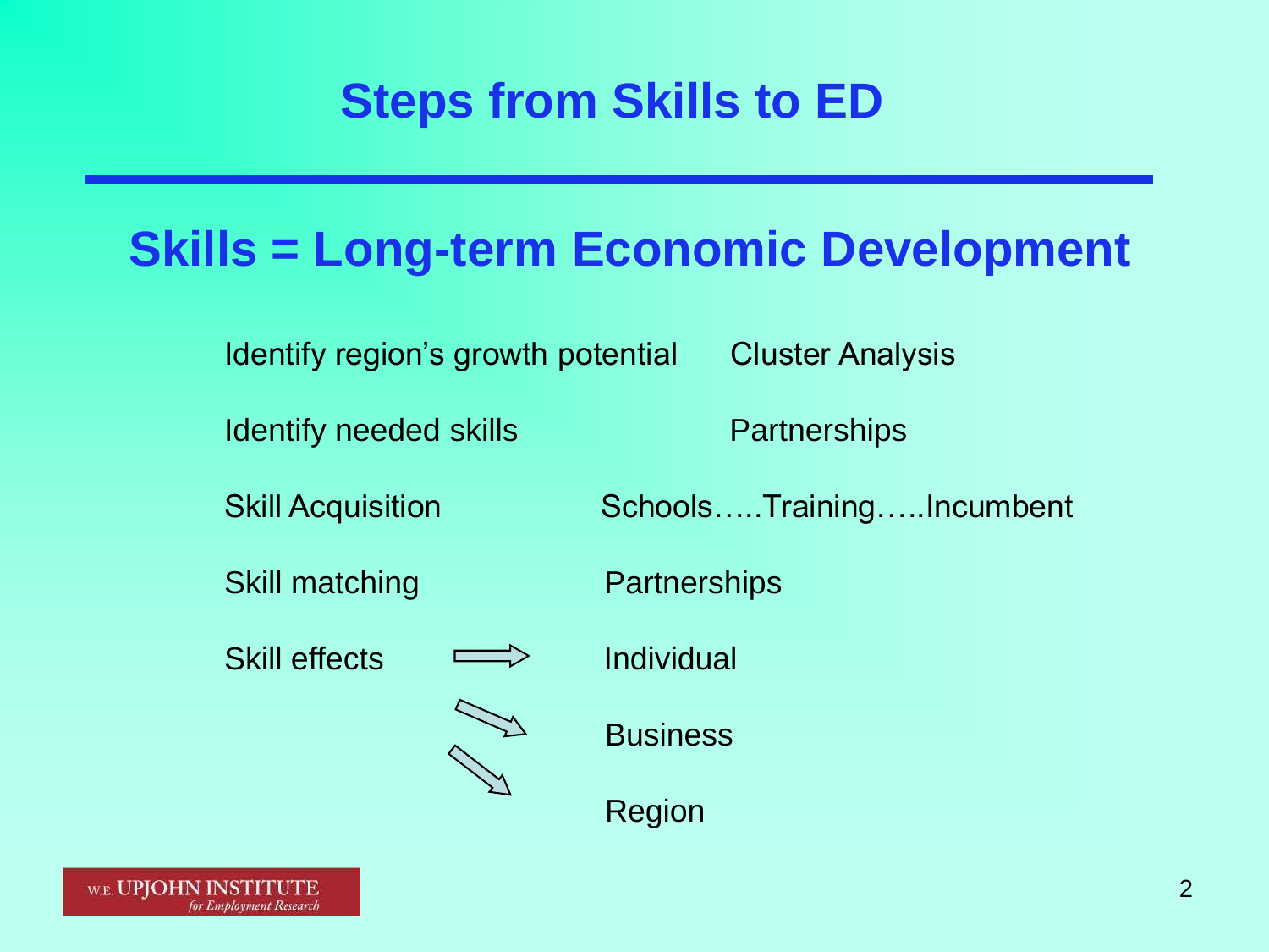# Steps from Skills to ED

## Skills = Long-term Economic Development

| | |
|---|---|
| Identify region's growth potential | Cluster Analysis |
| Identify needed skills | Partnerships |
| Skill Acquisition | Schools…..Training…..Incumbent |
| Skill matching | Partnerships |
| Skill effects ⇒ | Individual |
| | Business |
| | Region |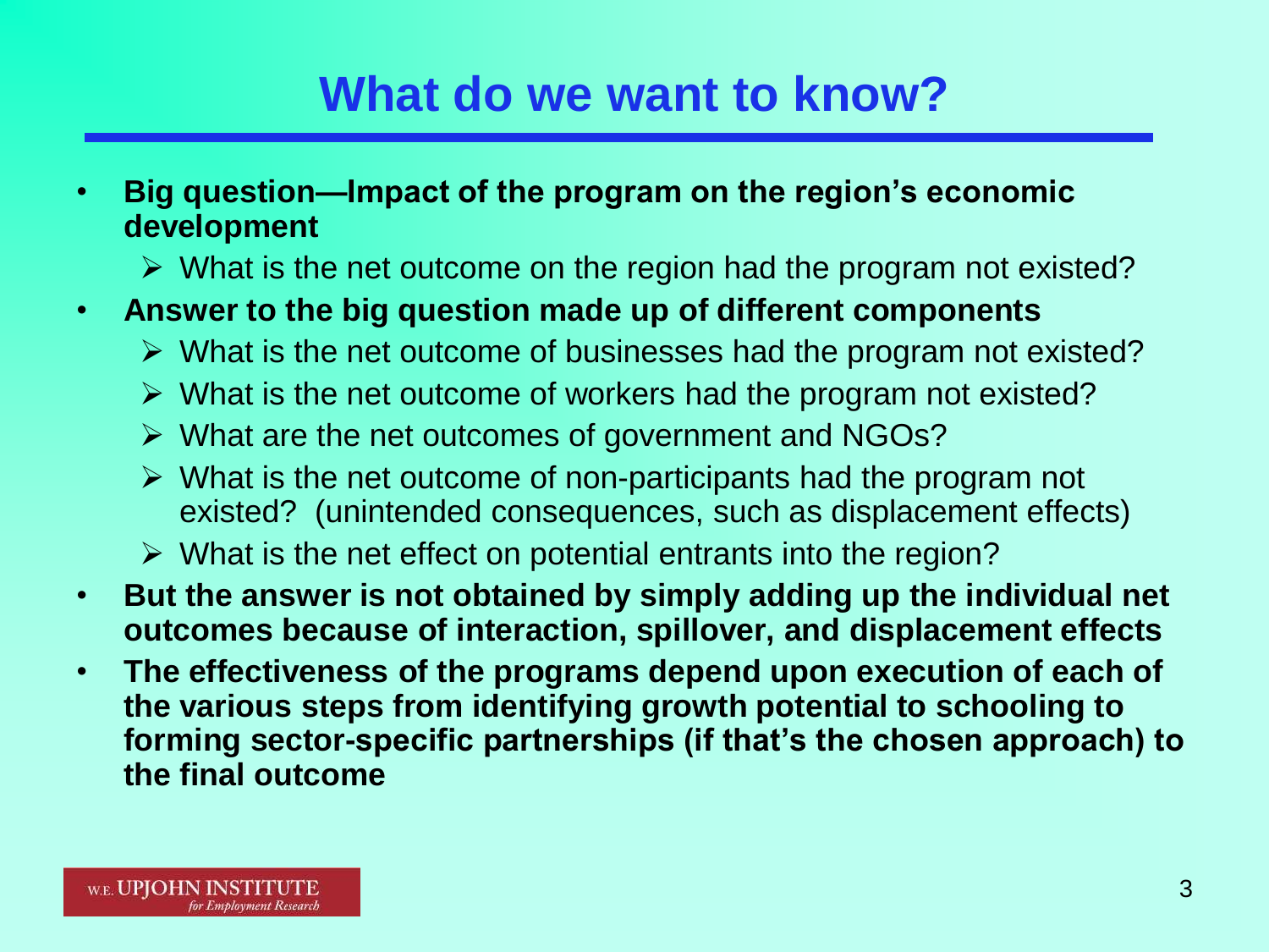# What do we want to know?

- **Big question—Impact of the program on the region's economic development**
  - What is the net outcome on the region had the program not existed?
- **Answer to the big question made up of different components**
  - What is the net outcome of businesses had the program not existed?
  - What is the net outcome of workers had the program not existed?
  - What are the net outcomes of government and NGOs?
  - What is the net outcome of non-participants had the program not existed? (unintended consequences, such as displacement effects)
  - What is the net effect on potential entrants into the region?
- **But the answer is not obtained by simply adding up the individual net outcomes because of interaction, spillover, and displacement effects**
- **The effectiveness of the programs depend upon execution of each of the various steps from identifying growth potential to schooling to forming sector-specific partnerships (if that's the chosen approach) to the final outcome**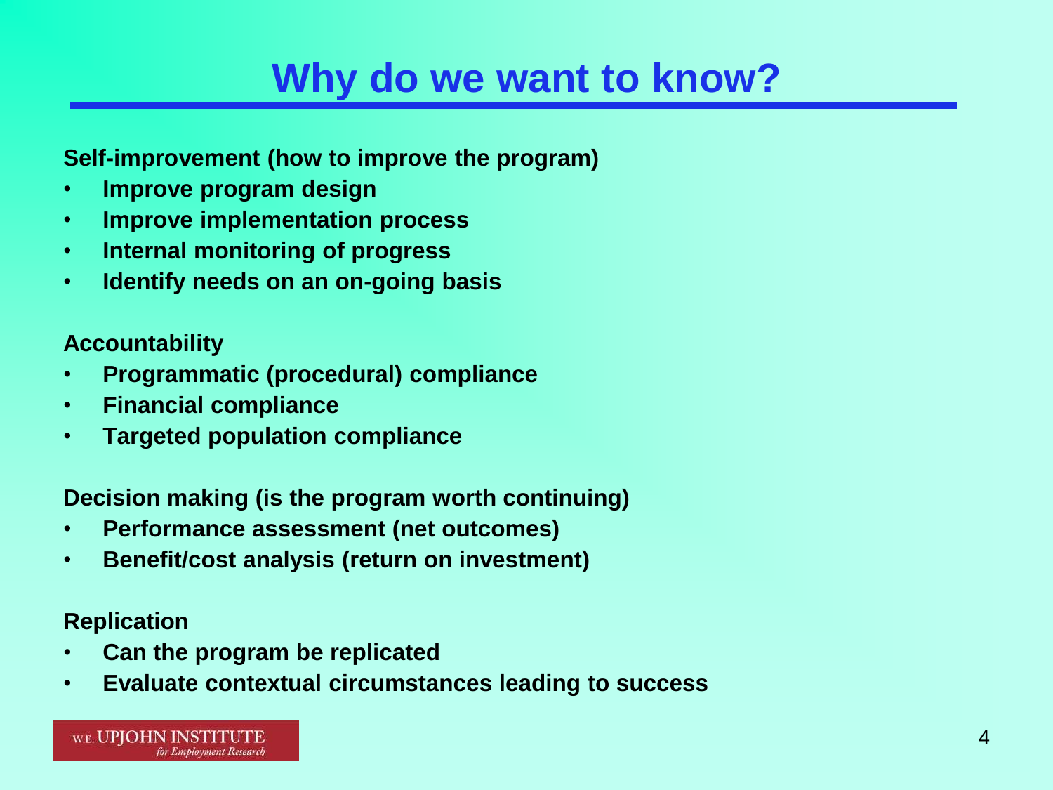# Why do we want to know?

**Self-improvement (how to improve the program)**

- **Improve program design**
- **Improve implementation process**
- **Internal monitoring of progress**
- **Identify needs on an on-going basis**

**Accountability**

- **Programmatic (procedural) compliance**
- **Financial compliance**
- **Targeted population compliance**

**Decision making (is the program worth continuing)**

- **Performance assessment (net outcomes)**
- **Benefit/cost analysis (return on investment)**

**Replication**

- **Can the program be replicated**
- **Evaluate contextual circumstances leading to success**

W.E. UPJOHN INSTITUTE *for Employment Research*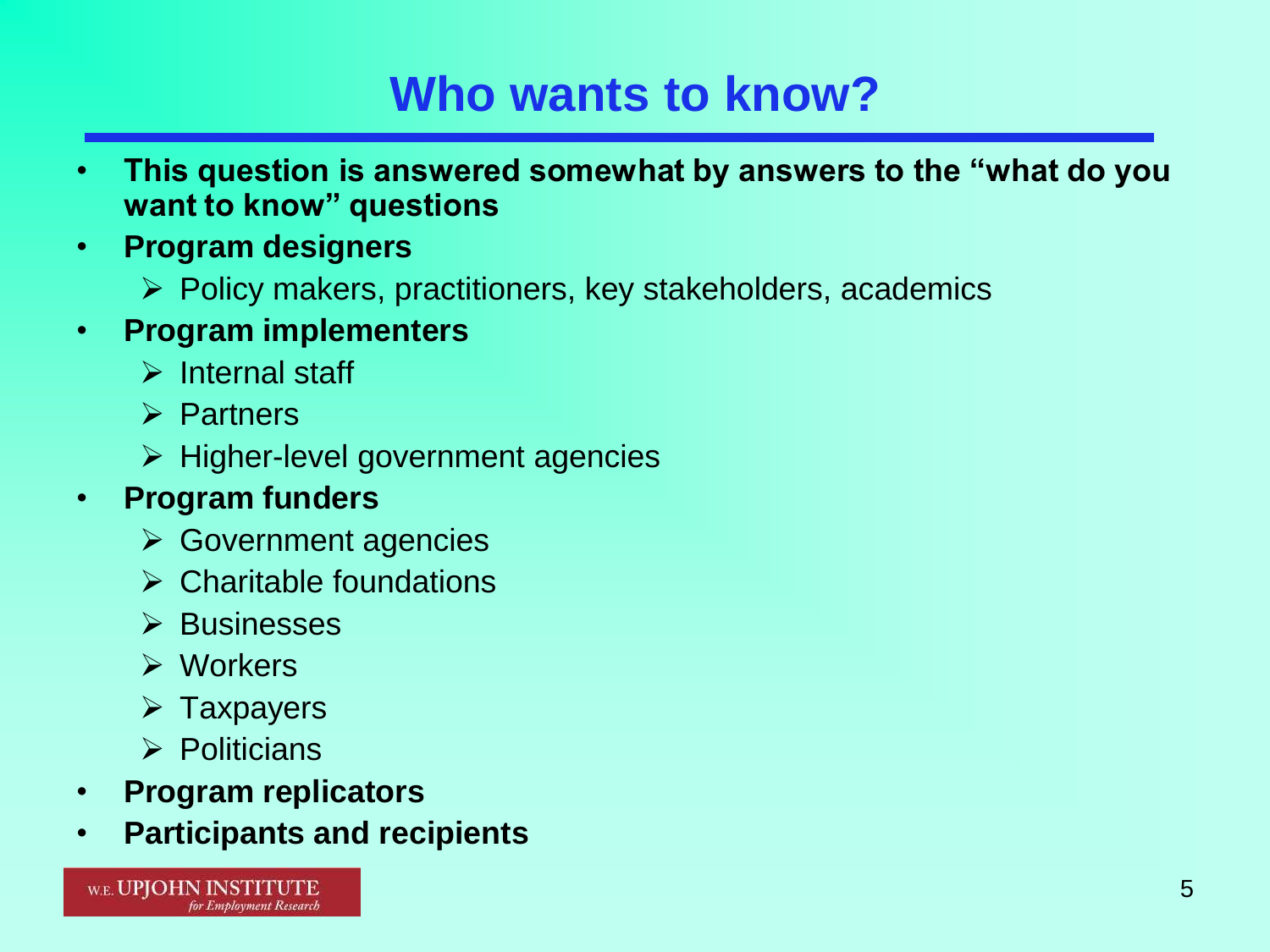# Who wants to know?

- **This question is answered somewhat by answers to the "what do you want to know" questions**
- **Program designers**
  - Policy makers, practitioners, key stakeholders, academics
- **Program implementers**
  - Internal staff
  - Partners
  - Higher-level government agencies
- **Program funders**
  - Government agencies
  - Charitable foundations
  - Businesses
  - Workers
  - Taxpayers
  - Politicians
- **Program replicators**
- **Participants and recipients**

W.E. UPJOHN INSTITUTE *for Employment Research*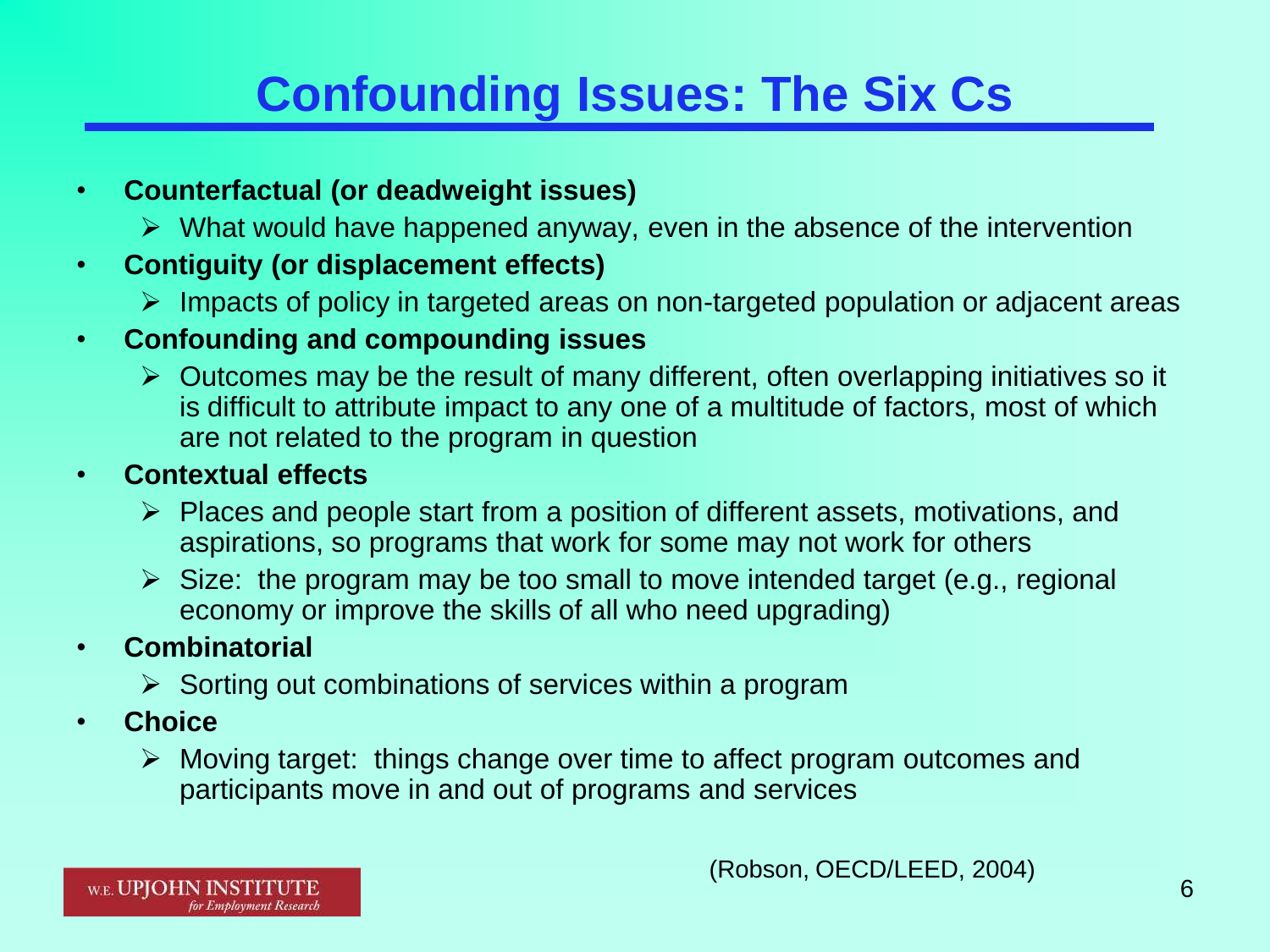# Confounding Issues: The Six Cs

- **Counterfactual (or deadweight issues)**
  - What would have happened anyway, even in the absence of the intervention
- **Contiguity (or displacement effects)**
  - Impacts of policy in targeted areas on non-targeted population or adjacent areas
- **Confounding and compounding issues**
  - Outcomes may be the result of many different, often overlapping initiatives so it is difficult to attribute impact to any one of a multitude of factors, most of which are not related to the program in question
- **Contextual effects**
  - Places and people start from a position of different assets, motivations, and aspirations, so programs that work for some may not work for others
  - Size: the program may be too small to move intended target (e.g., regional economy or improve the skills of all who need upgrading)
- **Combinatorial**
  - Sorting out combinations of services within a program
- **Choice**
  - Moving target: things change over time to affect program outcomes and participants move in and out of programs and services

(Robson, OECD/LEED, 2004)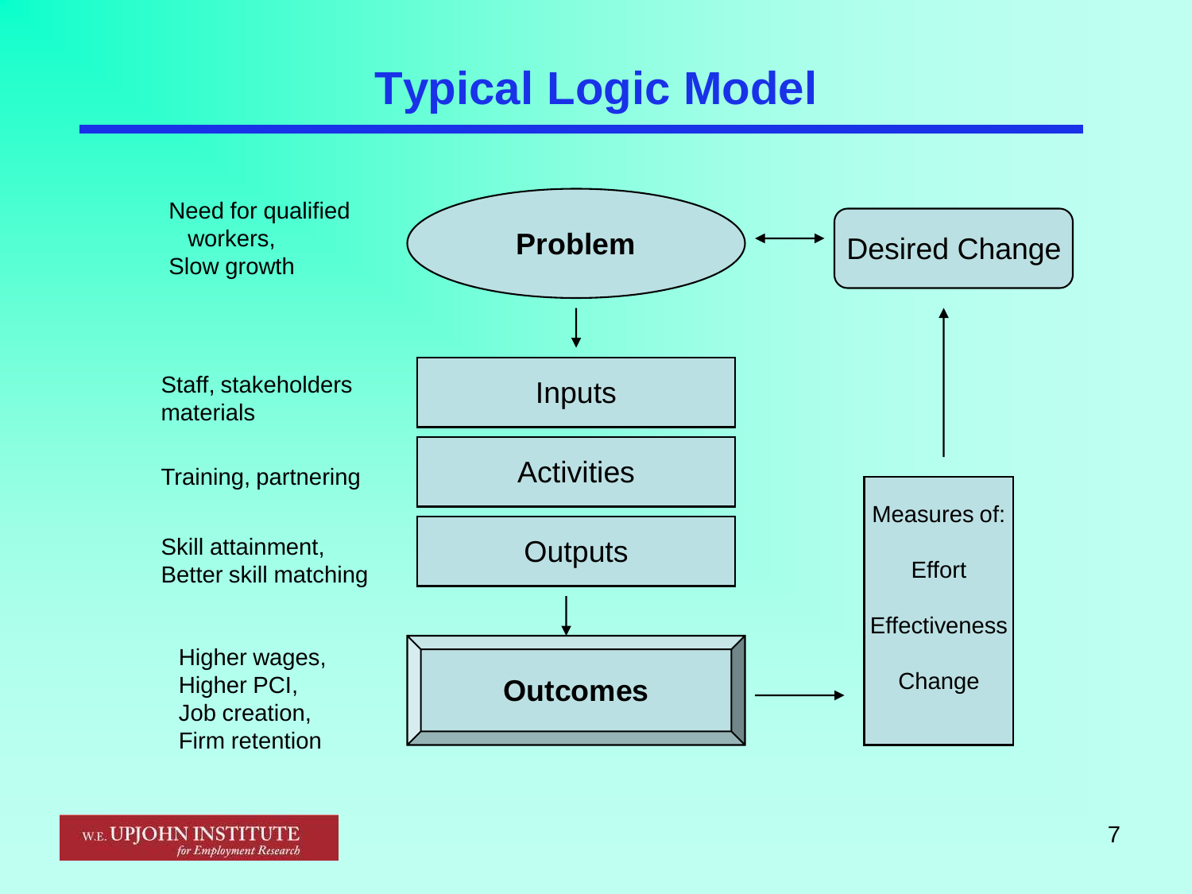# Typical Logic Model

| Example | Logic Model Component |
| --- | --- |
| Need for qualified workers, Slow growth | **Problem** ↔ Desired Change |
| Staff, stakeholders materials | Inputs |
| Training, partnering | Activities |
| Skill attainment, Better skill matching | Outputs |
| Higher wages, Higher PCI, Job creation, Firm retention | **Outcomes** → Measures of: Effort, Effectiveness, Change → Desired Change |

W.E. UPJOHN INSTITUTE *for Employment Research*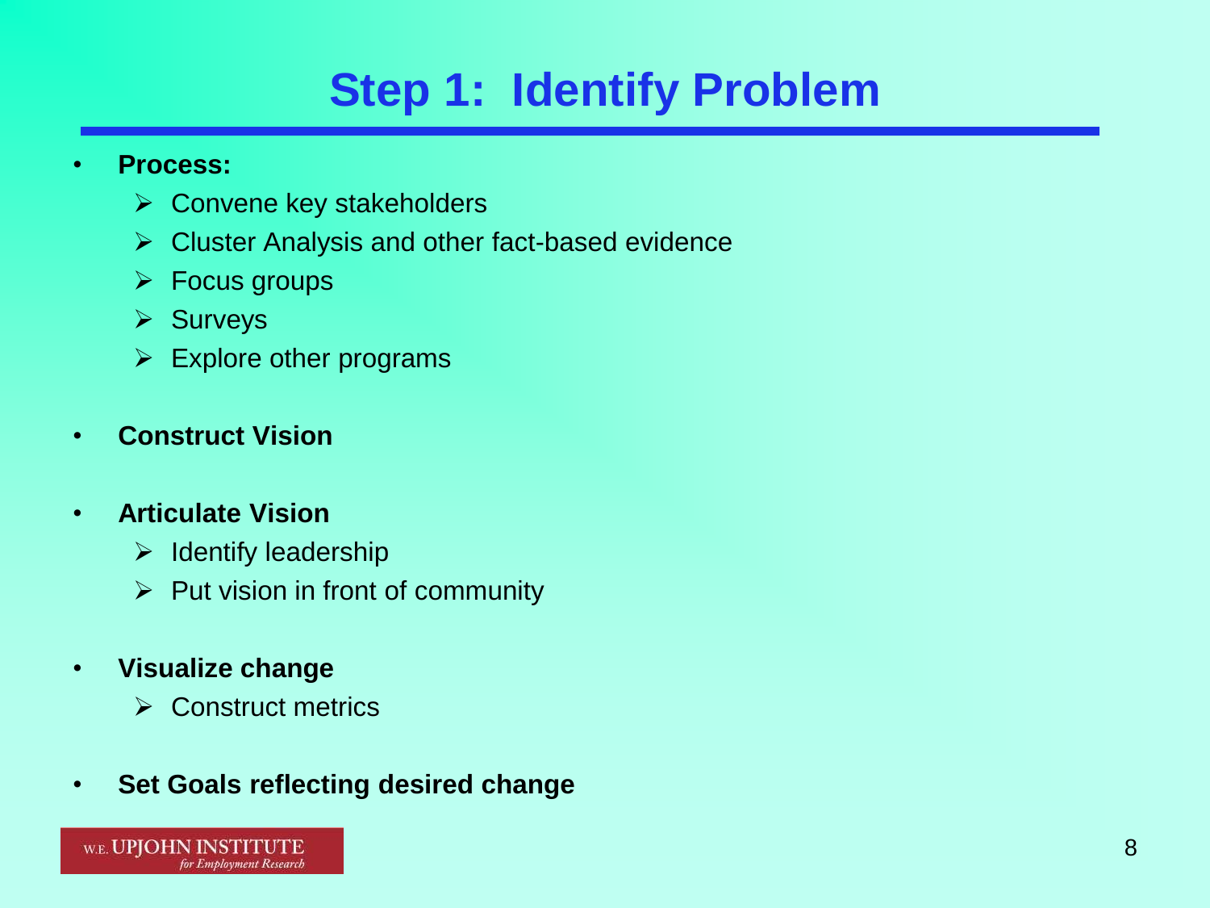# Step 1: Identify Problem

- **Process:**
  - Convene key stakeholders
  - Cluster Analysis and other fact-based evidence
  - Focus groups
  - Surveys
  - Explore other programs
- **Construct Vision**
- **Articulate Vision**
  - Identify leadership
  - Put vision in front of community
- **Visualize change**
  - Construct metrics
- **Set Goals reflecting desired change**

W.E. UPJOHN INSTITUTE *for Employment Research*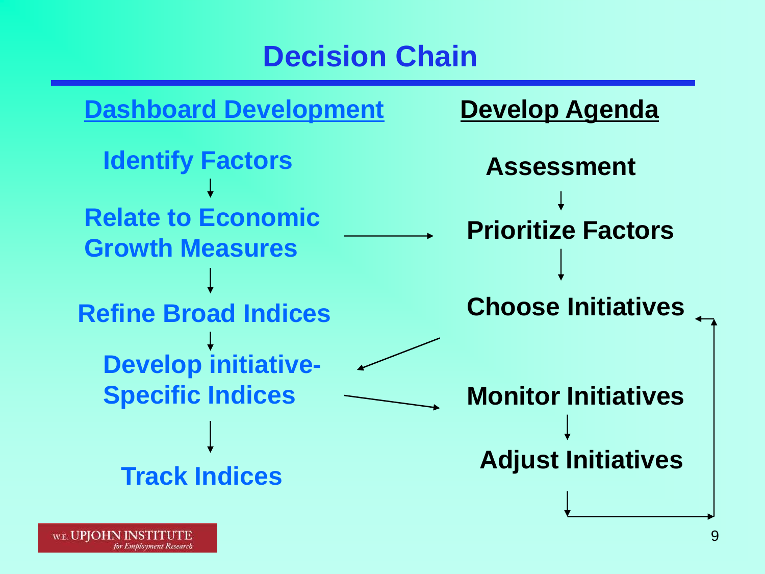# Decision Chain

**Dashboard Development**

- Identify Factors
- Relate to Economic Growth Measures
- Refine Broad Indices
- Develop initiative-Specific Indices
- Track Indices

**Develop Agenda**

- Assessment
- Prioritize Factors
- Choose Initiatives
- Monitor Initiatives
- Adjust Initiatives

W.E. UPJOHN INSTITUTE *for Employment Research*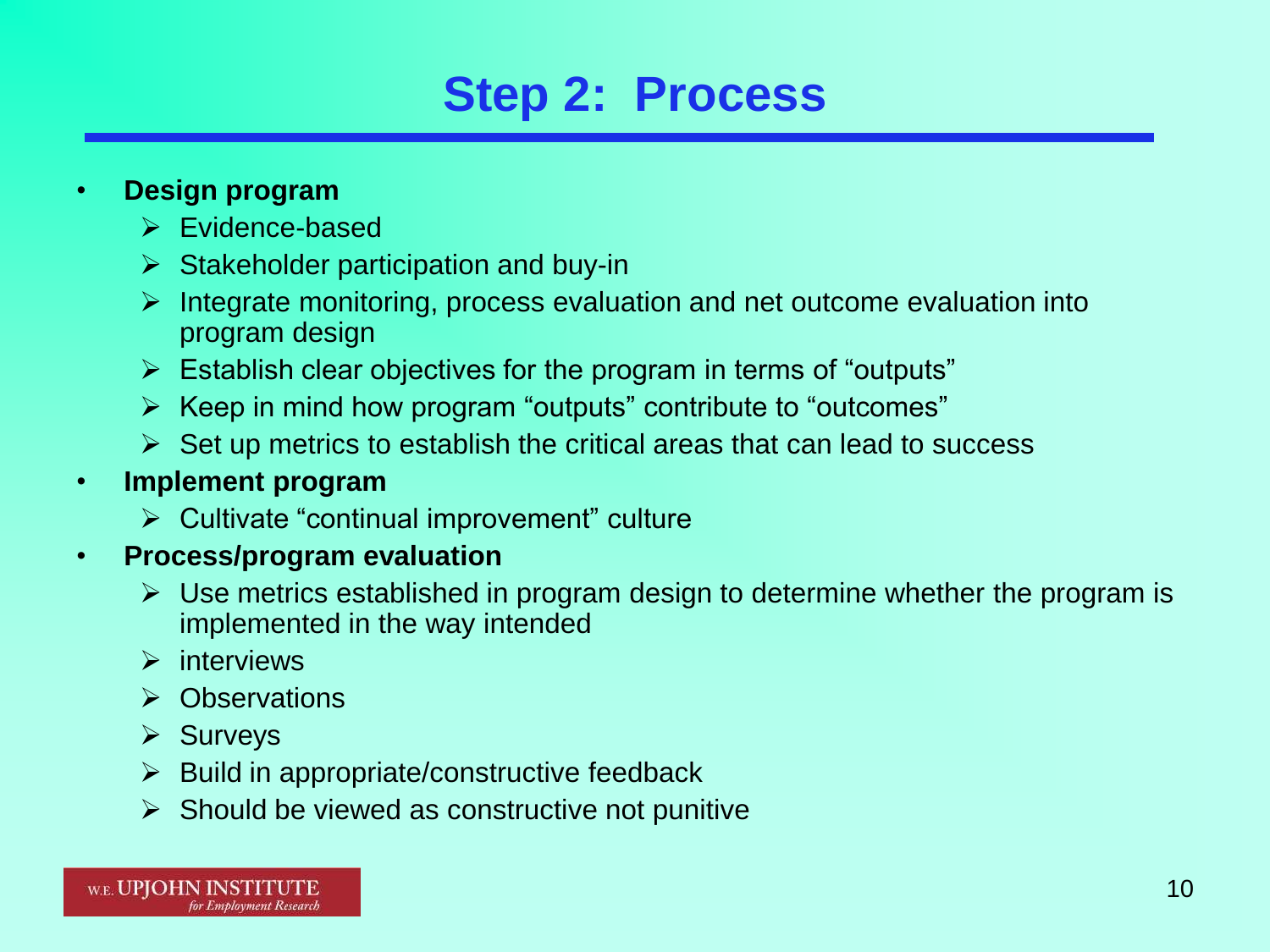# Step 2: Process

- **Design program**
  - Evidence-based
  - Stakeholder participation and buy-in
  - Integrate monitoring, process evaluation and net outcome evaluation into program design
  - Establish clear objectives for the program in terms of "outputs"
  - Keep in mind how program "outputs" contribute to "outcomes"
  - Set up metrics to establish the critical areas that can lead to success
- **Implement program**
  - Cultivate "continual improvement" culture
- **Process/program evaluation**
  - Use metrics established in program design to determine whether the program is implemented in the way intended
  - interviews
  - Observations
  - Surveys
  - Build in appropriate/constructive feedback
  - Should be viewed as constructive not punitive

W.E. UPJOHN INSTITUTE *for Employment Research*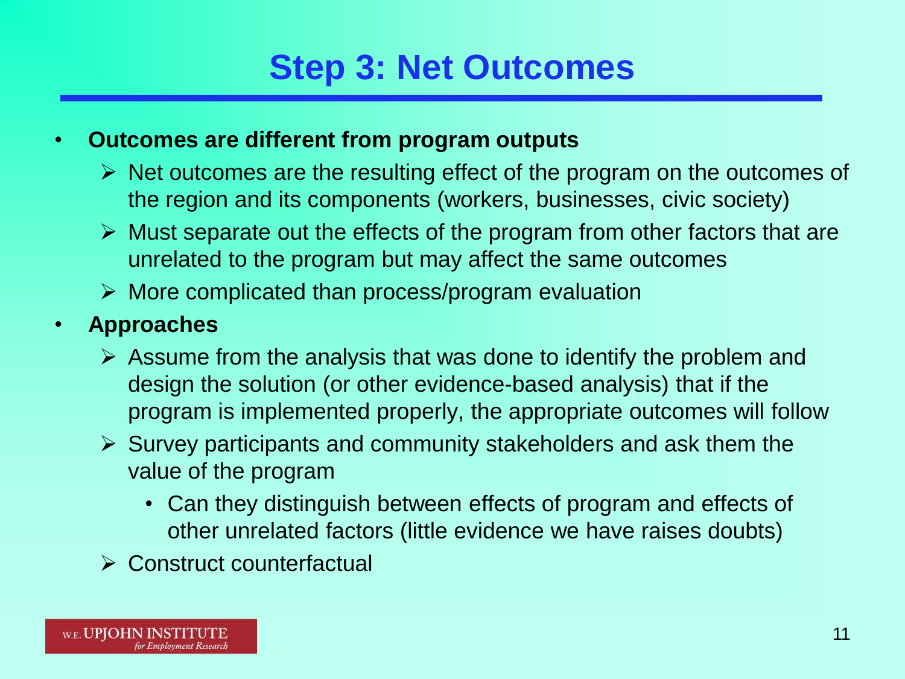# Step 3: Net Outcomes

- **Outcomes are different from program outputs**
  - Net outcomes are the resulting effect of the program on the outcomes of the region and its components (workers, businesses, civic society)
  - Must separate out the effects of the program from other factors that are unrelated to the program but may affect the same outcomes
  - More complicated than process/program evaluation
- **Approaches**
  - Assume from the analysis that was done to identify the problem and design the solution (or other evidence-based analysis) that if the program is implemented properly, the appropriate outcomes will follow
  - Survey participants and community stakeholders and ask them the value of the program
    - Can they distinguish between effects of program and effects of other unrelated factors (little evidence we have raises doubts)
  - Construct counterfactual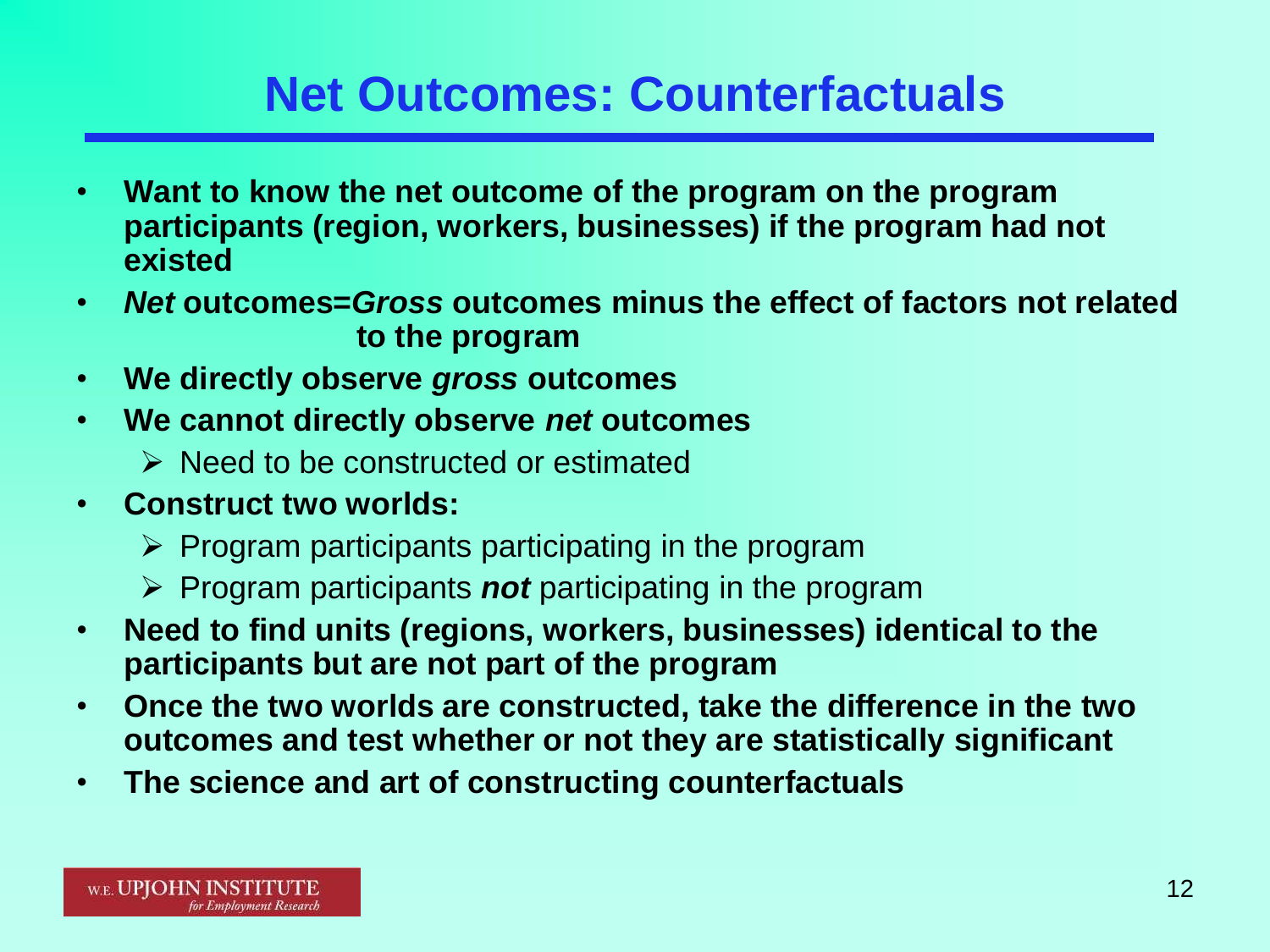# Net Outcomes: Counterfactuals

- **Want to know the net outcome of the program on the program participants (region, workers, businesses) if the program had not existed**
- ***Net* outcomes=*Gross* outcomes minus the effect of factors not related to the program**
- **We directly observe *gross* outcomes**
- **We cannot directly observe *net* outcomes**
  - Need to be constructed or estimated
- **Construct two worlds:**
  - Program participants participating in the program
  - Program participants ***not*** participating in the program
- **Need to find units (regions, workers, businesses) identical to the participants but are not part of the program**
- **Once the two worlds are constructed, take the difference in the two outcomes and test whether or not they are statistically significant**
- **The science and art of constructing counterfactuals**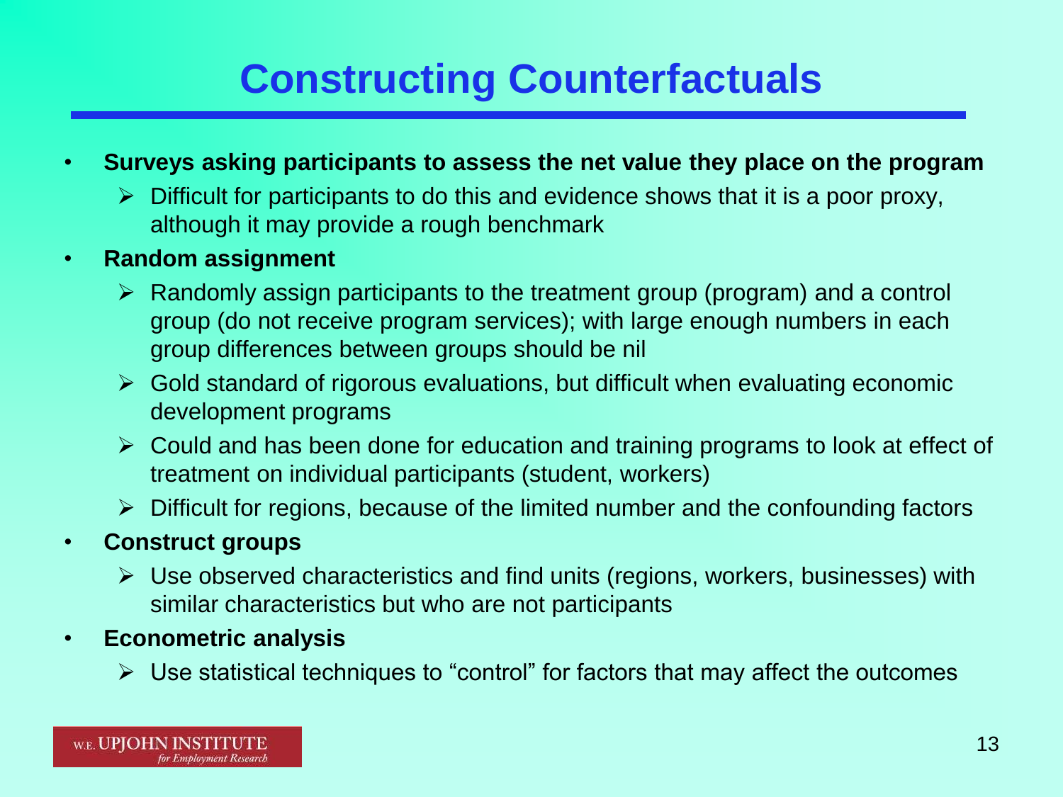# Constructing Counterfactuals

- **Surveys asking participants to assess the net value they place on the program**
  - Difficult for participants to do this and evidence shows that it is a poor proxy, although it may provide a rough benchmark
- **Random assignment**
  - Randomly assign participants to the treatment group (program) and a control group (do not receive program services); with large enough numbers in each group differences between groups should be nil
  - Gold standard of rigorous evaluations, but difficult when evaluating economic development programs
  - Could and has been done for education and training programs to look at effect of treatment on individual participants (student, workers)
  - Difficult for regions, because of the limited number and the confounding factors
- **Construct groups**
  - Use observed characteristics and find units (regions, workers, businesses) with similar characteristics but who are not participants
- **Econometric analysis**
  - Use statistical techniques to "control" for factors that may affect the outcomes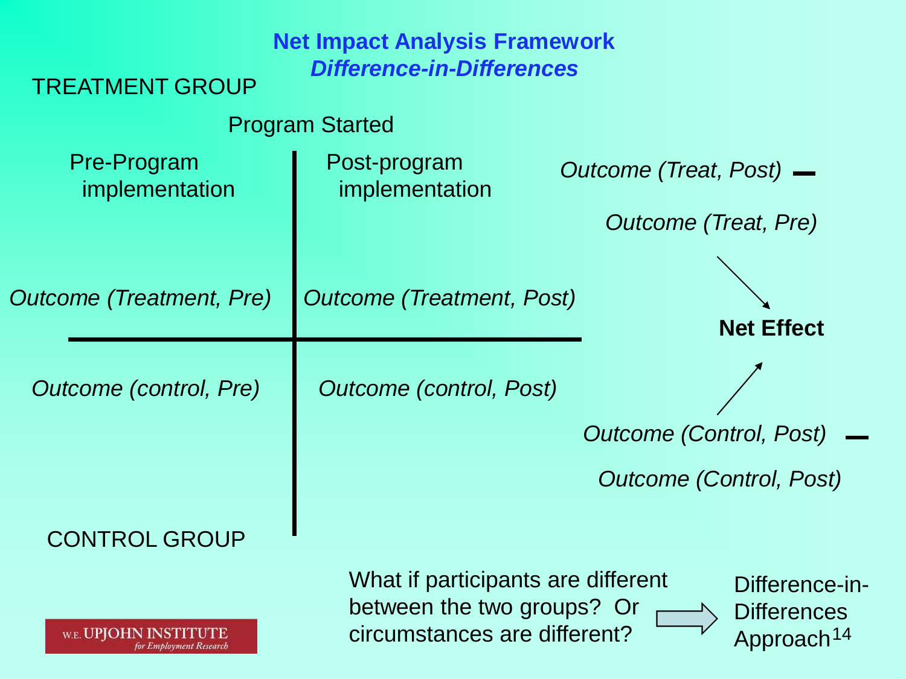# Net Impact Analysis Framework

## *Difference-in-Differences*

TREATMENT GROUP

Program Started

| Pre-Program implementation | Post-program implementation |
|---|---|
| *Outcome (Treatment, Pre)* | *Outcome (Treatment, Post)* |
| *Outcome (control, Pre)* | *Outcome (control, Post)* |

CONTROL GROUP

*Outcome (Treat, Post)* —

*Outcome (Treat, Pre)*

**Net Effect**

*Outcome (Control, Post)* —

*Outcome (Control, Post)*

What if participants are different between the two groups? Or circumstances are different? ⇒ Difference-in-Differences Approach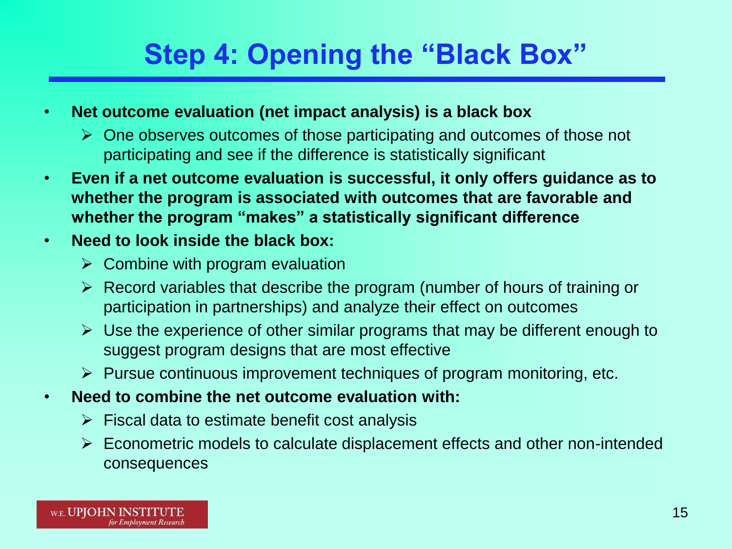# Step 4: Opening the "Black Box"

- **Net outcome evaluation (net impact analysis) is a black box**
  - One observes outcomes of those participating and outcomes of those not participating and see if the difference is statistically significant
- **Even if a net outcome evaluation is successful, it only offers guidance as to whether the program is associated with outcomes that are favorable and whether the program "makes" a statistically significant difference**
- **Need to look inside the black box:**
  - Combine with program evaluation
  - Record variables that describe the program (number of hours of training or participation in partnerships) and analyze their effect on outcomes
  - Use the experience of other similar programs that may be different enough to suggest program designs that are most effective
  - Pursue continuous improvement techniques of program monitoring, etc.
- **Need to combine the net outcome evaluation with:**
  - Fiscal data to estimate benefit cost analysis
  - Econometric models to calculate displacement effects and other non-intended consequences

W.E. UPJOHN INSTITUTE *for Employment Research*